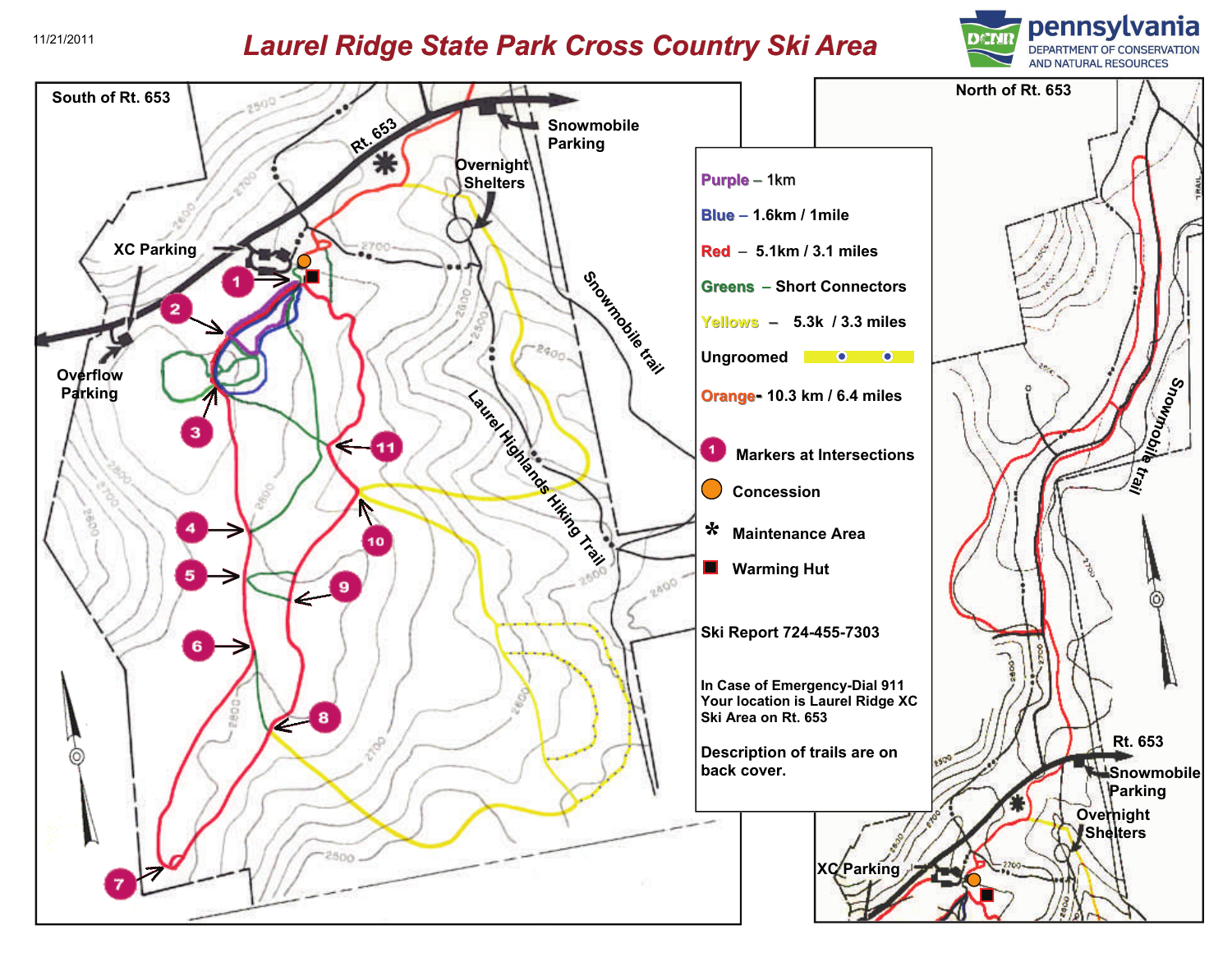11/21/2011

# Laurel Ridge State Park Cross Country Ski Area

pennsylvania
DEPARTMENT OF CONSERVATION AND NATURAL RESOURCES

## South of Rt. 653

Rt. 653

Snowmobile Parking

Overnight Shelters

XC Parking

Overflow Parking

Snowmobile trail

Laurel Highlands Hiking Trail

1 2 3 4 5 6 7 8 9 10 11

## North of Rt. 653

Snowmobile trail

Rt. 653

Snowmobile Parking

Overnight Shelters

XC Parking

## Legend

**Purple** – 1km

**Blue** – 1.6km / 1mile

**Red** – 5.1km / 3.1 miles

**Greens** – Short Connectors

**Yellows** – 5.3k / 3.3 miles

Ungroomed

**Orange**- 10.3 km / 6.4 miles

Markers at Intersections

Concession

\* Maintenance Area

Warming Hut

Ski Report 724-455-7303

In Case of Emergency-Dial 911
Your location is Laurel Ridge XC Ski Area on Rt. 653

Description of trails are on back cover.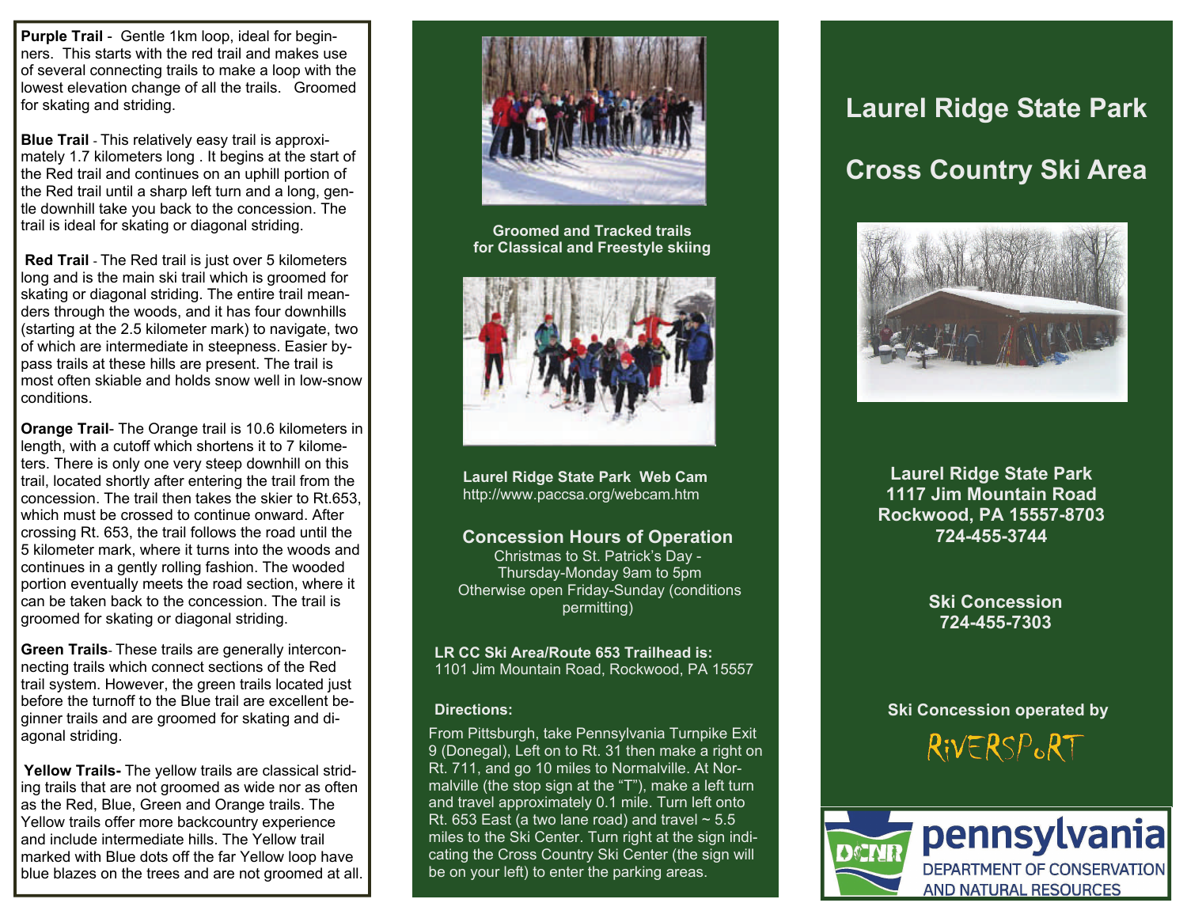**Purple Trail** - Gentle 1km loop, ideal for beginners. This starts with the red trail and makes use of several connecting trails to make a loop with the lowest elevation change of all the trails. Groomed for skating and striding.

**Blue Trail** - This relatively easy trail is approximately 1.7 kilometers long . It begins at the start of the Red trail and continues on an uphill portion of the Red trail until a sharp left turn and a long, gentle downhill take you back to the concession. The trail is ideal for skating or diagonal striding.

**Red Trail** - The Red trail is just over 5 kilometers long and is the main ski trail which is groomed for skating or diagonal striding. The entire trail meanders through the woods, and it has four downhills (starting at the 2.5 kilometer mark) to navigate, two of which are intermediate in steepness. Easier bypass trails at these hills are present. The trail is most often skiable and holds snow well in low-snow conditions.

**Orange Trail**- The Orange trail is 10.6 kilometers in length, with a cutoff which shortens it to 7 kilometers. There is only one very steep downhill on this trail, located shortly after entering the trail from the concession. The trail then takes the skier to Rt.653, which must be crossed to continue onward. After crossing Rt. 653, the trail follows the road until the 5 kilometer mark, where it turns into the woods and continues in a gently rolling fashion. The wooded portion eventually meets the road section, where it can be taken back to the concession. The trail is groomed for skating or diagonal striding.

**Green Trails**- These trails are generally interconnecting trails which connect sections of the Red trail system. However, the green trails located just before the turnoff to the Blue trail are excellent beginner trails and are groomed for skating and diagonal striding.

**Yellow Trails-** The yellow trails are classical striding trails that are not groomed as wide nor as often as the Red, Blue, Green and Orange trails. The Yellow trails offer more backcountry experience and include intermediate hills. The Yellow trail marked with Blue dots off the far Yellow loop have blue blazes on the trees and are not groomed at all.

**Groomed and Tracked trails for Classical and Freestyle skiing**

**Laurel Ridge State Park Web Cam**
http://www.paccsa.org/webcam.htm

## Concession Hours of Operation

Christmas to St. Patrick's Day -
Thursday-Monday 9am to 5pm
Otherwise open Friday-Sunday (conditions permitting)

**LR CC Ski Area/Route 653 Trailhead is:**
1101 Jim Mountain Road, Rockwood, PA 15557

**Directions:**

From Pittsburgh, take Pennsylvania Turnpike Exit 9 (Donegal), Left on to Rt. 31 then make a right on Rt. 711, and go 10 miles to Normalville. At Normalville (the stop sign at the "T"), make a left turn and travel approximately 0.1 mile. Turn left onto Rt. 653 East (a two lane road) and travel ~ 5.5 miles to the Ski Center. Turn right at the sign indicating the Cross Country Ski Center (the sign will be on your left) to enter the parking areas.

# Laurel Ridge State Park

# Cross Country Ski Area

**Laurel Ridge State Park**
**1117 Jim Mountain Road**
**Rockwood, PA 15557-8703**
**724-455-3744**

**Ski Concession**
**724-455-7303**

**Ski Concession operated by**

RiVERSPoRT

pennsylvania
DEPARTMENT OF CONSERVATION AND NATURAL RESOURCES